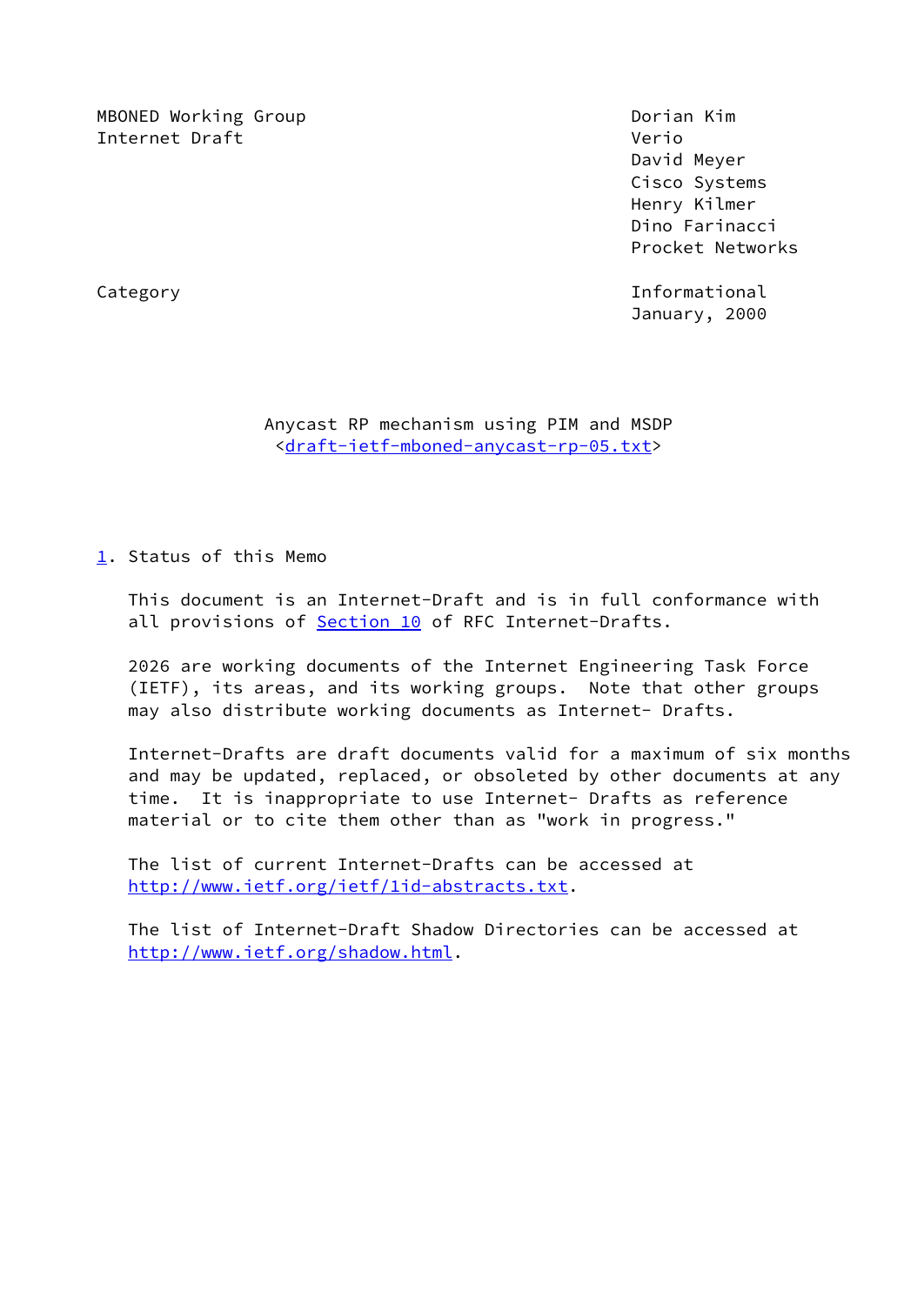MBONED Working Group                                    Dorian Kim
Internet Draft                                          Verio
                                                        David Meyer
                                                        Cisco Systems
                                                        Henry Kilmer
                                                        Dino Farinacci
                                                        Procket Networks

Category                                                Informational
                                                        January, 2000

# Anycast RP mechanism using PIM and MSDP

<draft-ietf-mboned-anycast-rp-05.txt>

## 1. Status of this Memo

This document is an Internet-Draft and is in full conformance with all provisions of Section 10 of RFC Internet-Drafts.

2026 are working documents of the Internet Engineering Task Force (IETF), its areas, and its working groups. Note that other groups may also distribute working documents as Internet- Drafts.

Internet-Drafts are draft documents valid for a maximum of six months and may be updated, replaced, or obsoleted by other documents at any time. It is inappropriate to use Internet- Drafts as reference material or to cite them other than as "work in progress."

The list of current Internet-Drafts can be accessed at http://www.ietf.org/ietf/1id-abstracts.txt.

The list of Internet-Draft Shadow Directories can be accessed at http://www.ietf.org/shadow.html.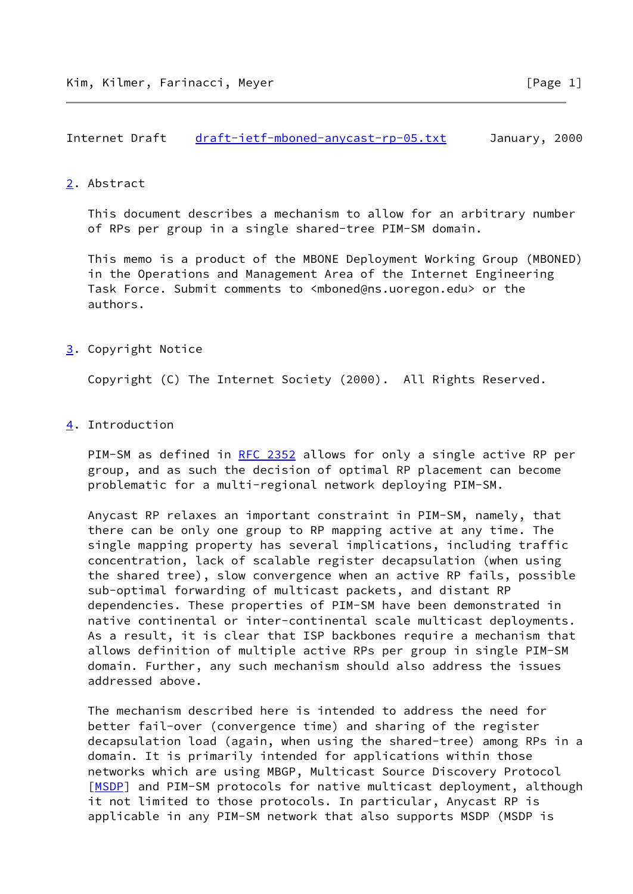## 2. Abstract

This document describes a mechanism to allow for an arbitrary number of RPs per group in a single shared-tree PIM-SM domain.

This memo is a product of the MBONE Deployment Working Group (MBONED) in the Operations and Management Area of the Internet Engineering Task Force. Submit comments to <mboned@ns.uoregon.edu> or the authors.

## 3. Copyright Notice

Copyright (C) The Internet Society (2000). All Rights Reserved.

## 4. Introduction

PIM-SM as defined in RFC 2352 allows for only a single active RP per group, and as such the decision of optimal RP placement can become problematic for a multi-regional network deploying PIM-SM.

Anycast RP relaxes an important constraint in PIM-SM, namely, that there can be only one group to RP mapping active at any time. The single mapping property has several implications, including traffic concentration, lack of scalable register decapsulation (when using the shared tree), slow convergence when an active RP fails, possible sub-optimal forwarding of multicast packets, and distant RP dependencies. These properties of PIM-SM have been demonstrated in native continental or inter-continental scale multicast deployments. As a result, it is clear that ISP backbones require a mechanism that allows definition of multiple active RPs per group in single PIM-SM domain. Further, any such mechanism should also address the issues addressed above.

The mechanism described here is intended to address the need for better fail-over (convergence time) and sharing of the register decapsulation load (again, when using the shared-tree) among RPs in a domain. It is primarily intended for applications within those networks which are using MBGP, Multicast Source Discovery Protocol [MSDP] and PIM-SM protocols for native multicast deployment, although it not limited to those protocols. In particular, Anycast RP is applicable in any PIM-SM network that also supports MSDP (MSDP is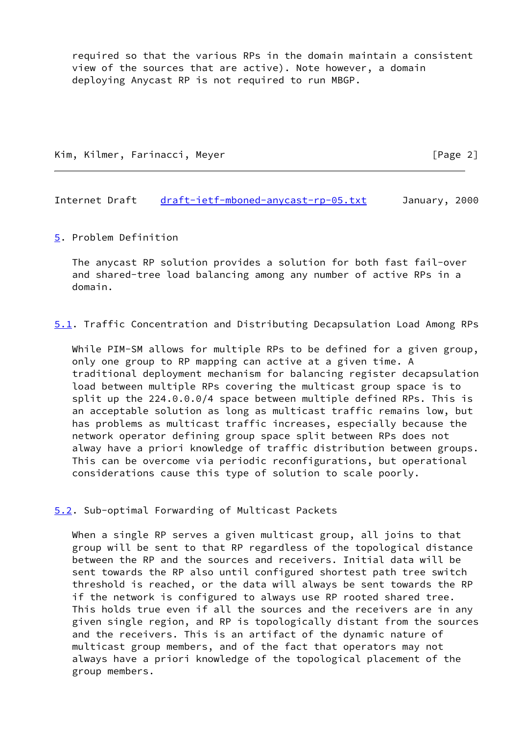required so that the various RPs in the domain maintain a consistent view of the sources that are active). Note however, a domain deploying Anycast RP is not required to run MBGP.

## 5. Problem Definition

The anycast RP solution provides a solution for both fast fail-over and shared-tree load balancing among any number of active RPs in a domain.

### 5.1. Traffic Concentration and Distributing Decapsulation Load Among RPs

While PIM-SM allows for multiple RPs to be defined for a given group, only one group to RP mapping can active at a given time. A traditional deployment mechanism for balancing register decapsulation load between multiple RPs covering the multicast group space is to split up the 224.0.0.0/4 space between multiple defined RPs. This is an acceptable solution as long as multicast traffic remains low, but has problems as multicast traffic increases, especially because the network operator defining group space split between RPs does not alway have a priori knowledge of traffic distribution between groups. This can be overcome via periodic reconfigurations, but operational considerations cause this type of solution to scale poorly.

### 5.2. Sub-optimal Forwarding of Multicast Packets

When a single RP serves a given multicast group, all joins to that group will be sent to that RP regardless of the topological distance between the RP and the sources and receivers. Initial data will be sent towards the RP also until configured shortest path tree switch threshold is reached, or the data will always be sent towards the RP if the network is configured to always use RP rooted shared tree. This holds true even if all the sources and the receivers are in any given single region, and RP is topologically distant from the sources and the receivers. This is an artifact of the dynamic nature of multicast group members, and of the fact that operators may not always have a priori knowledge of the topological placement of the group members.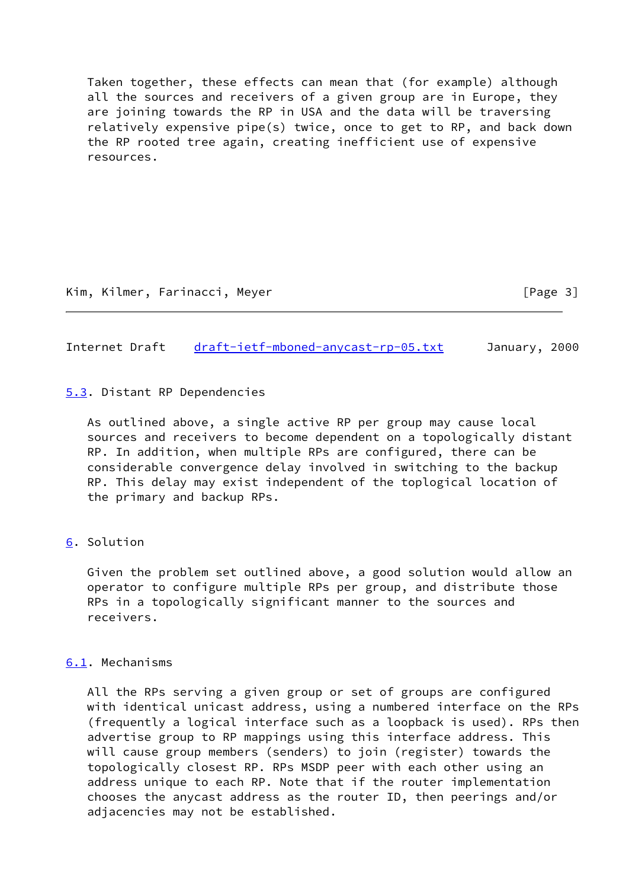Taken together, these effects can mean that (for example) although all the sources and receivers of a given group are in Europe, they are joining towards the RP in USA and the data will be traversing relatively expensive pipe(s) twice, once to get to RP, and back down the RP rooted tree again, creating inefficient use of expensive resources.

### 5.3. Distant RP Dependencies

As outlined above, a single active RP per group may cause local sources and receivers to become dependent on a topologically distant RP. In addition, when multiple RPs are configured, there can be considerable convergence delay involved in switching to the backup RP. This delay may exist independent of the toplogical location of the primary and backup RPs.

## 6. Solution

Given the problem set outlined above, a good solution would allow an operator to configure multiple RPs per group, and distribute those RPs in a topologically significant manner to the sources and receivers.

### 6.1. Mechanisms

All the RPs serving a given group or set of groups are configured with identical unicast address, using a numbered interface on the RPs (frequently a logical interface such as a loopback is used). RPs then advertise group to RP mappings using this interface address. This will cause group members (senders) to join (register) towards the topologically closest RP. RPs MSDP peer with each other using an address unique to each RP. Note that if the router implementation chooses the anycast address as the router ID, then peerings and/or adjacencies may not be established.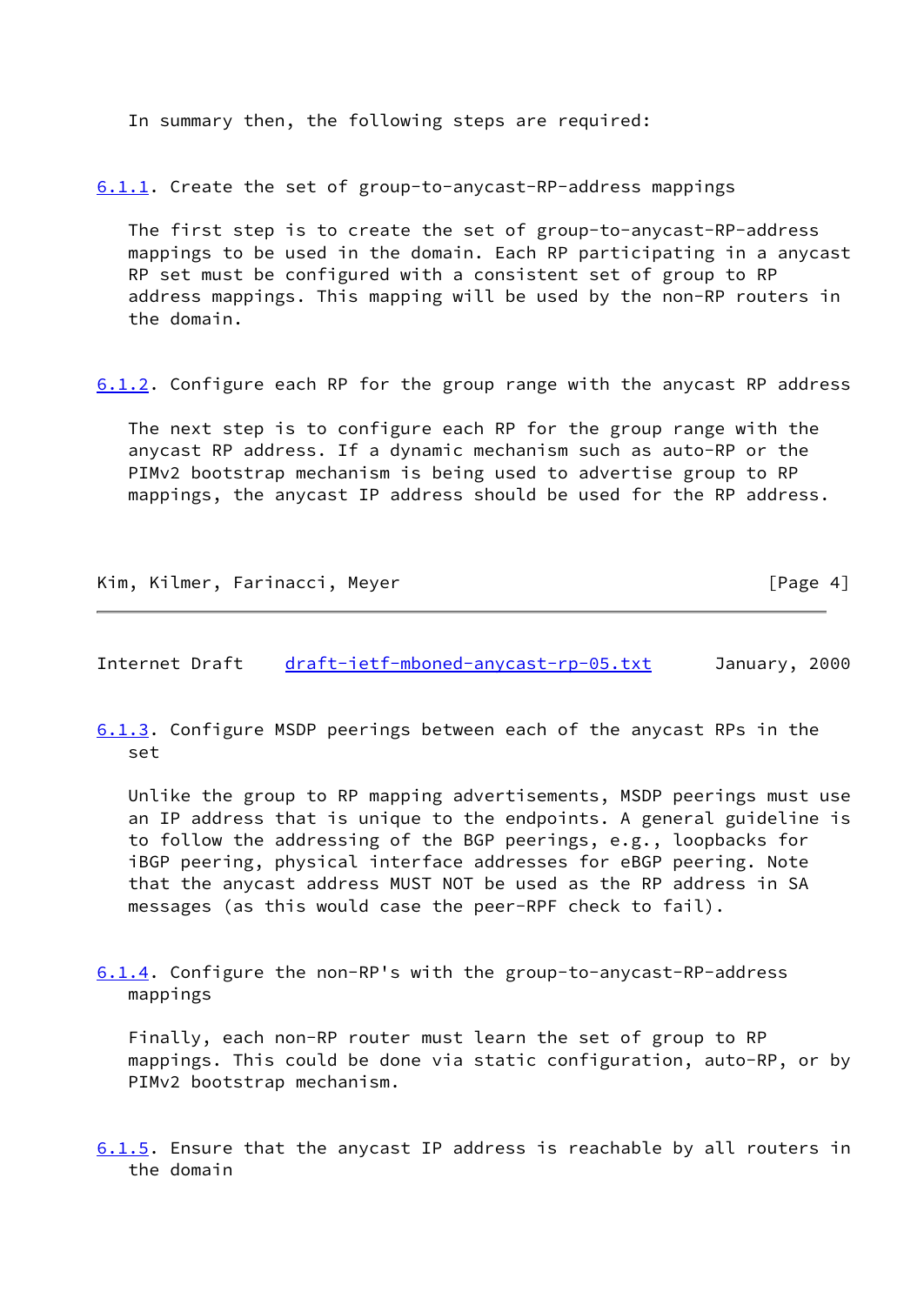In summary then, the following steps are required:

### 6.1.1. Create the set of group-to-anycast-RP-address mappings

The first step is to create the set of group-to-anycast-RP-address mappings to be used in the domain. Each RP participating in a anycast RP set must be configured with a consistent set of group to RP address mappings. This mapping will be used by the non-RP routers in the domain.

### 6.1.2. Configure each RP for the group range with the anycast RP address

The next step is to configure each RP for the group range with the anycast RP address. If a dynamic mechanism such as auto-RP or the PIMv2 bootstrap mechanism is being used to advertise group to RP mappings, the anycast IP address should be used for the RP address.

### 6.1.3. Configure MSDP peerings between each of the anycast RPs in the set

Unlike the group to RP mapping advertisements, MSDP peerings must use an IP address that is unique to the endpoints. A general guideline is to follow the addressing of the BGP peerings, e.g., loopbacks for iBGP peering, physical interface addresses for eBGP peering. Note that the anycast address MUST NOT be used as the RP address in SA messages (as this would case the peer-RPF check to fail).

### 6.1.4. Configure the non-RP's with the group-to-anycast-RP-address mappings

Finally, each non-RP router must learn the set of group to RP mappings. This could be done via static configuration, auto-RP, or by PIMv2 bootstrap mechanism.

### 6.1.5. Ensure that the anycast IP address is reachable by all routers in the domain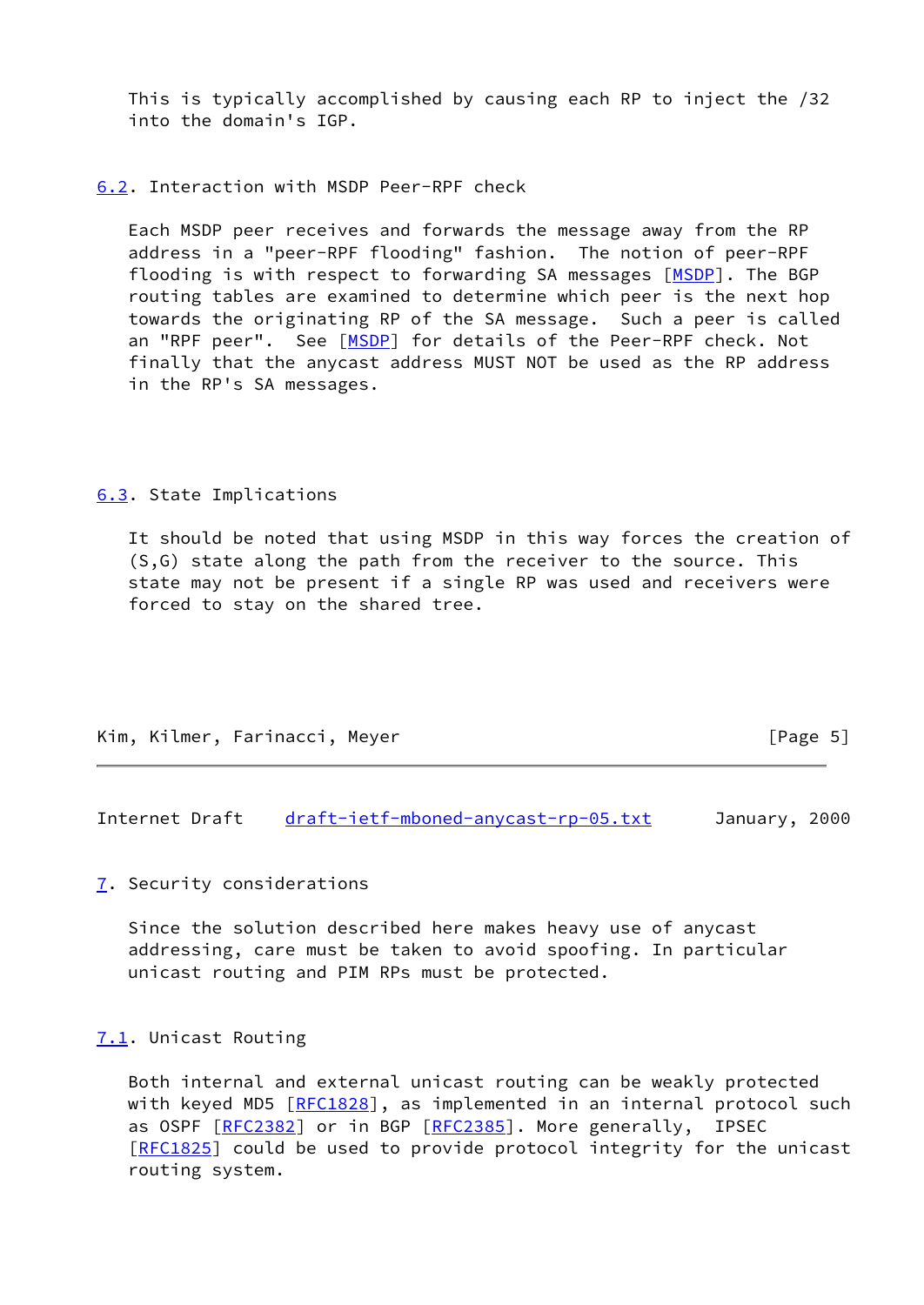This is typically accomplished by causing each RP to inject the /32 into the domain's IGP.

## 6.2. Interaction with MSDP Peer-RPF check

Each MSDP peer receives and forwards the message away from the RP address in a "peer-RPF flooding" fashion. The notion of peer-RPF flooding is with respect to forwarding SA messages [MSDP]. The BGP routing tables are examined to determine which peer is the next hop towards the originating RP of the SA message. Such a peer is called an "RPF peer". See [MSDP] for details of the Peer-RPF check. Not finally that the anycast address MUST NOT be used as the RP address in the RP's SA messages.

## 6.3. State Implications

It should be noted that using MSDP in this way forces the creation of (S,G) state along the path from the receiver to the source. This state may not be present if a single RP was used and receivers were forced to stay on the shared tree.

# 7. Security considerations

Since the solution described here makes heavy use of anycast addressing, care must be taken to avoid spoofing. In particular unicast routing and PIM RPs must be protected.

## 7.1. Unicast Routing

Both internal and external unicast routing can be weakly protected with keyed MD5 [RFC1828], as implemented in an internal protocol such as OSPF [RFC2382] or in BGP [RFC2385]. More generally, IPSEC [RFC1825] could be used to provide protocol integrity for the unicast routing system.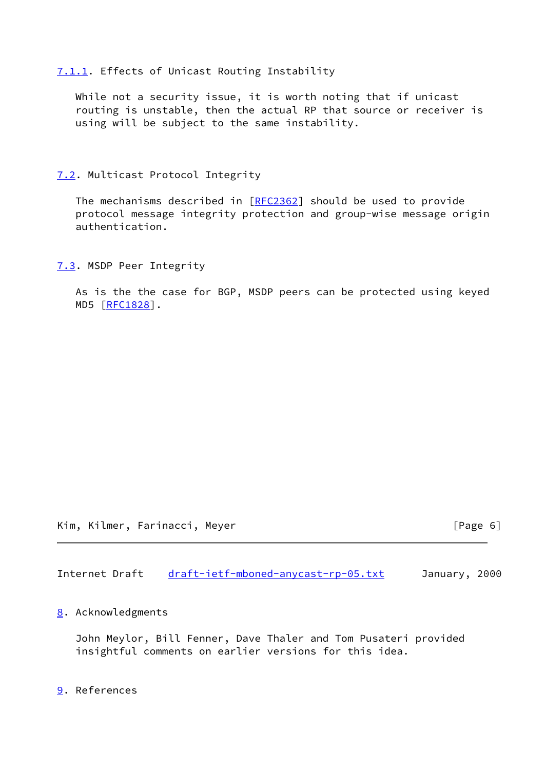### 7.1.1. Effects of Unicast Routing Instability

While not a security issue, it is worth noting that if unicast routing is unstable, then the actual RP that source or receiver is using will be subject to the same instability.

## 7.2. Multicast Protocol Integrity

The mechanisms described in [RFC2362] should be used to provide protocol message integrity protection and group-wise message origin authentication.

## 7.3. MSDP Peer Integrity

As is the the case for BGP, MSDP peers can be protected using keyed MD5 [RFC1828].

# 8. Acknowledgments

John Meylor, Bill Fenner, Dave Thaler and Tom Pusateri provided insightful comments on earlier versions for this idea.

# 9. References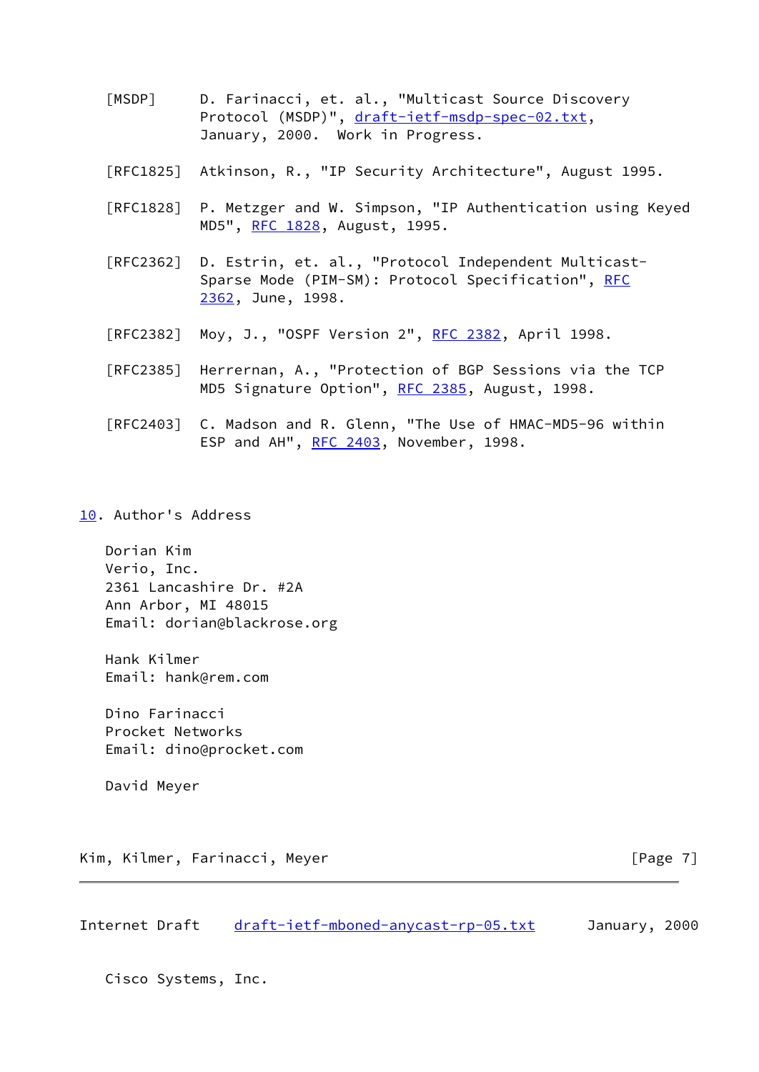[MSDP] D. Farinacci, et. al., "Multicast Source Discovery Protocol (MSDP)", draft-ietf-msdp-spec-02.txt, January, 2000. Work in Progress.

[RFC1825] Atkinson, R., "IP Security Architecture", August 1995.

[RFC1828] P. Metzger and W. Simpson, "IP Authentication using Keyed MD5", RFC 1828, August, 1995.

[RFC2362] D. Estrin, et. al., "Protocol Independent Multicast-Sparse Mode (PIM-SM): Protocol Specification", RFC 2362, June, 1998.

[RFC2382] Moy, J., "OSPF Version 2", RFC 2382, April 1998.

[RFC2385] Herrernan, A., "Protection of BGP Sessions via the TCP MD5 Signature Option", RFC 2385, August, 1998.

[RFC2403] C. Madson and R. Glenn, "The Use of HMAC-MD5-96 within ESP and AH", RFC 2403, November, 1998.

## 10. Author's Address

Dorian Kim
Verio, Inc.
2361 Lancashire Dr. #2A
Ann Arbor, MI 48015
Email: dorian@blackrose.org

Hank Kilmer
Email: hank@rem.com

Dino Farinacci
Procket Networks
Email: dino@procket.com

David Meyer
Cisco Systems, Inc.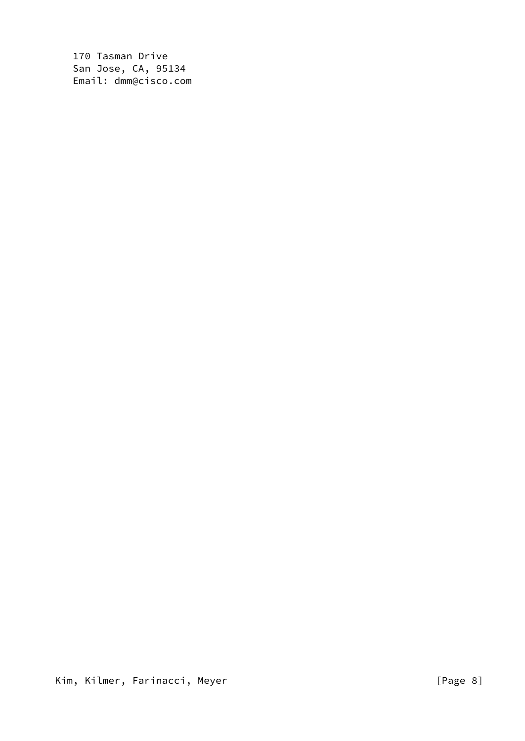170 Tasman Drive
San Jose, CA, 95134
Email: dmm@cisco.com